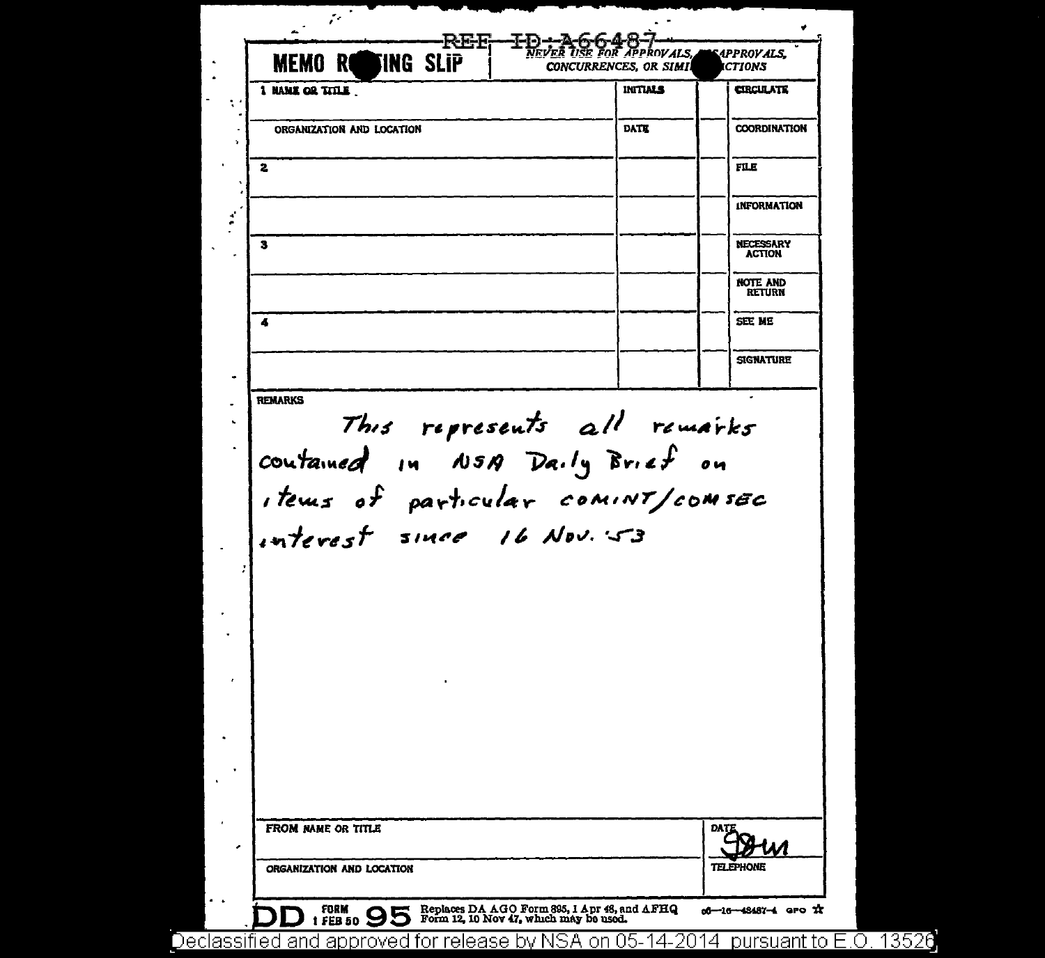REF ID:A66487

**MEMO ROUTING SLIP**

*NEVER USE FOR APPROVALS, DISAPPROVALS, CONCURRENCES, OR SIMILAR ACTIONS*

| 1 NAME OR TITLE | INITIALS | | CIRCULATE |
|---|---|---|---|
| ORGANIZATION AND LOCATION | DATE | | COORDINATION |
| 2 | | | FILE |
| | | | INFORMATION |
| 3 | | | NECESSARY ACTION |
| | | | NOTE AND RETURN |
| 4 | | | SEE ME |
| | | | SIGNATURE |

REMARKS

This represents all remarks contained in NSA Daily Brief on items of particular COMINT/COMSEC interest since 16 Nov. 53

| FROM NAME OR TITLE | DATE |
|---|---|
| | 9 Jun |
| ORGANIZATION AND LOCATION | TELEPHONE |

DD FORM 95 1 FEB 50 — Replaces DA AGO Form 895, 1 Apr 48, and AFHQ Form 12, 10 Nov 47, which may be used. 16—48487-4 GPO

Declassified and approved for release by NSA on 05-14-2014 pursuant to E.O. 13526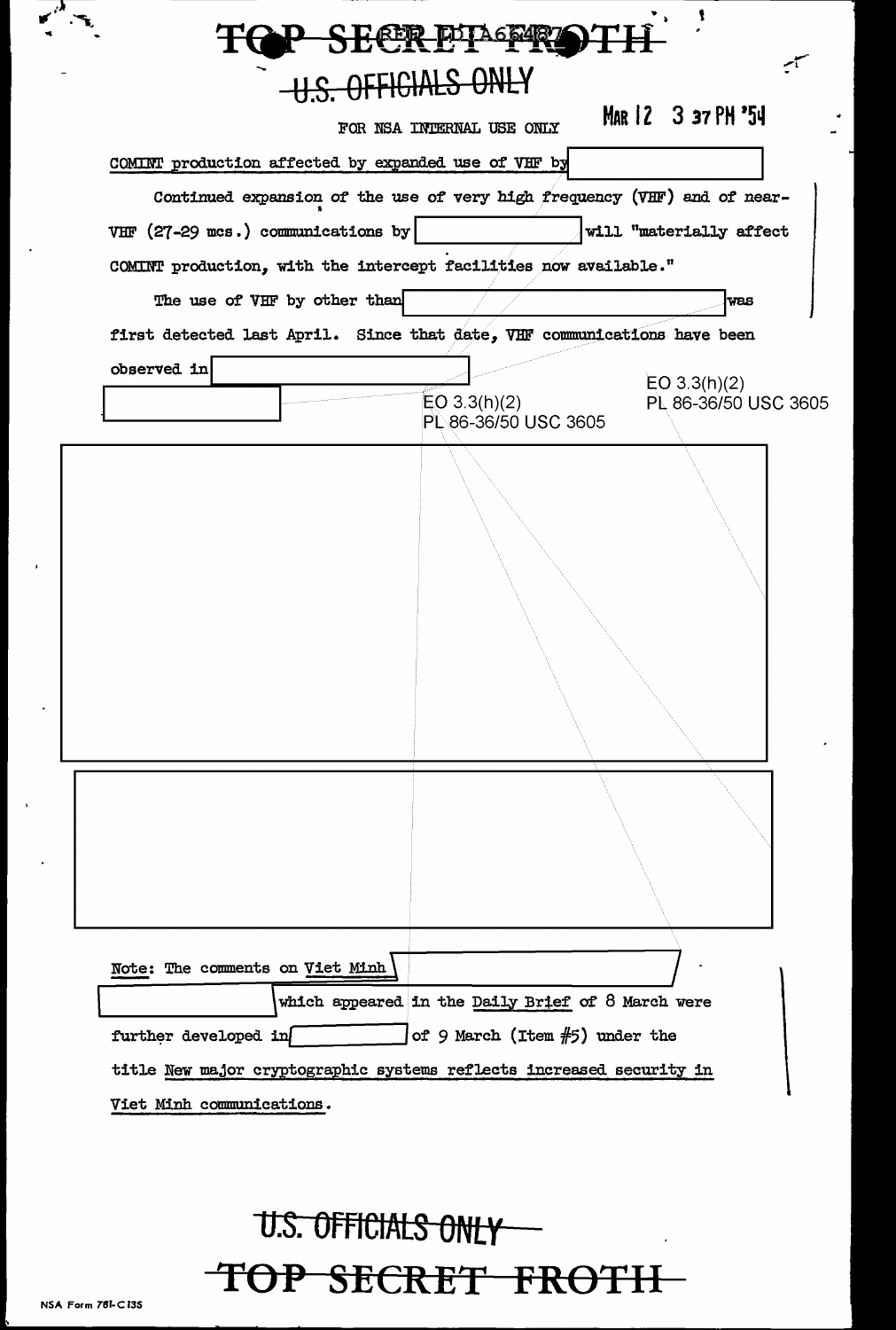TOP SECRET FROTH

U.S. OFFICIALS ONLY

FOR NSA INTERNAL USE ONLY

MAR 12 3 37 PM '54

COMINT production affected by expanded use of VHF by [REDACTED]

Continued expansion of the use of very high frequency (VHF) and of near-VHF (27-29 mcs.) communications by [REDACTED] will "materially affect COMINT production, with the intercept facilities now available."

The use of VHF by other than [REDACTED] was first detected last April. Since that date, VHF communications have been observed in [REDACTED]

[REDACTED]

EO 3.3(h)(2)
PL 86-36/50 USC 3605

[REDACTED]

[REDACTED]

Note: The comments on Viet Minh [REDACTED] which appeared in the Daily Brief of 8 March were further developed in [REDACTED] of 9 March (Item #5) under the title New major cryptographic systems reflects increased security in Viet Minh communications.

U.S. OFFICIALS ONLY

TOP SECRET FROTH

NSA Form 781-C13S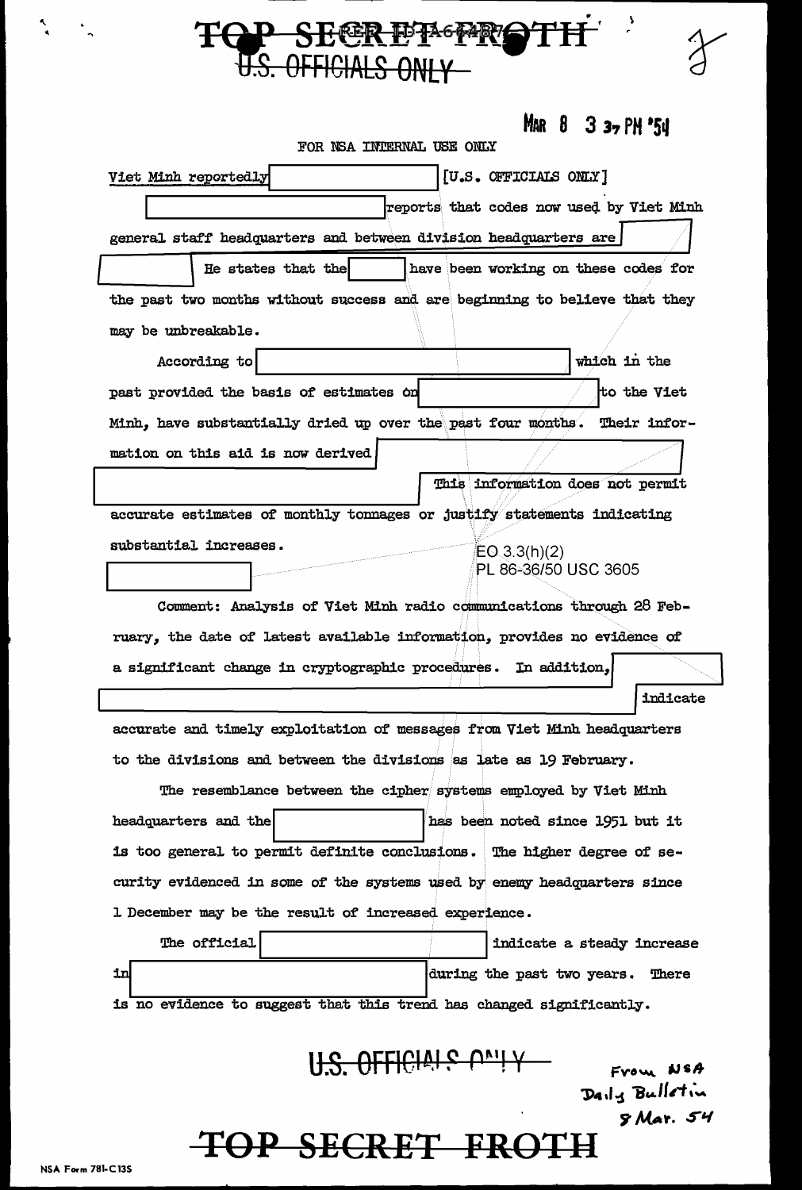TOP SECRET FROTH

U.S. OFFICIALS ONLY

MAR 8 3 37 PM '54

FOR NSA INTERNAL USE ONLY

Viet Minh reportedly [redacted] [U.S. OFFICIALS ONLY]

[redacted] reports that codes now used by Viet Minh general staff headquarters and between division headquarters are [redacted] He states that the [redacted] have been working on these codes for the past two months without success and are beginning to believe that they may be unbreakable.

According to [redacted] which in the past provided the basis of estimates on [redacted] to the Viet Minh, have substantially dried up over the past four months. Their information on this aid is now derived [redacted] This information does not permit accurate estimates of monthly tonnages or justify statements indicating substantial increases.

EO 3.3(h)(2)
PL 86-36/50 USC 3605

[redacted]

Comment: Analysis of Viet Minh radio communications through 28 February, the date of latest available information, provides no evidence of a significant change in cryptographic procedures. In addition, [redacted] indicate accurate and timely exploitation of messages from Viet Minh headquarters to the divisions and between the divisions as late as 19 February.

The resemblance between the cipher systems employed by Viet Minh headquarters and the [redacted] has been noted since 1951 but it is too general to permit definite conclusions. The higher degree of security evidenced in some of the systems used by enemy headquarters since 1 December may be the result of increased experience.

The official [redacted] indicate a steady increase in [redacted] during the past two years. There is no evidence to suggest that this trend has changed significantly.

U.S. OFFICIALS ONLY

From NSA Daily Bulletin 8 Mar. 54

TOP SECRET FROTH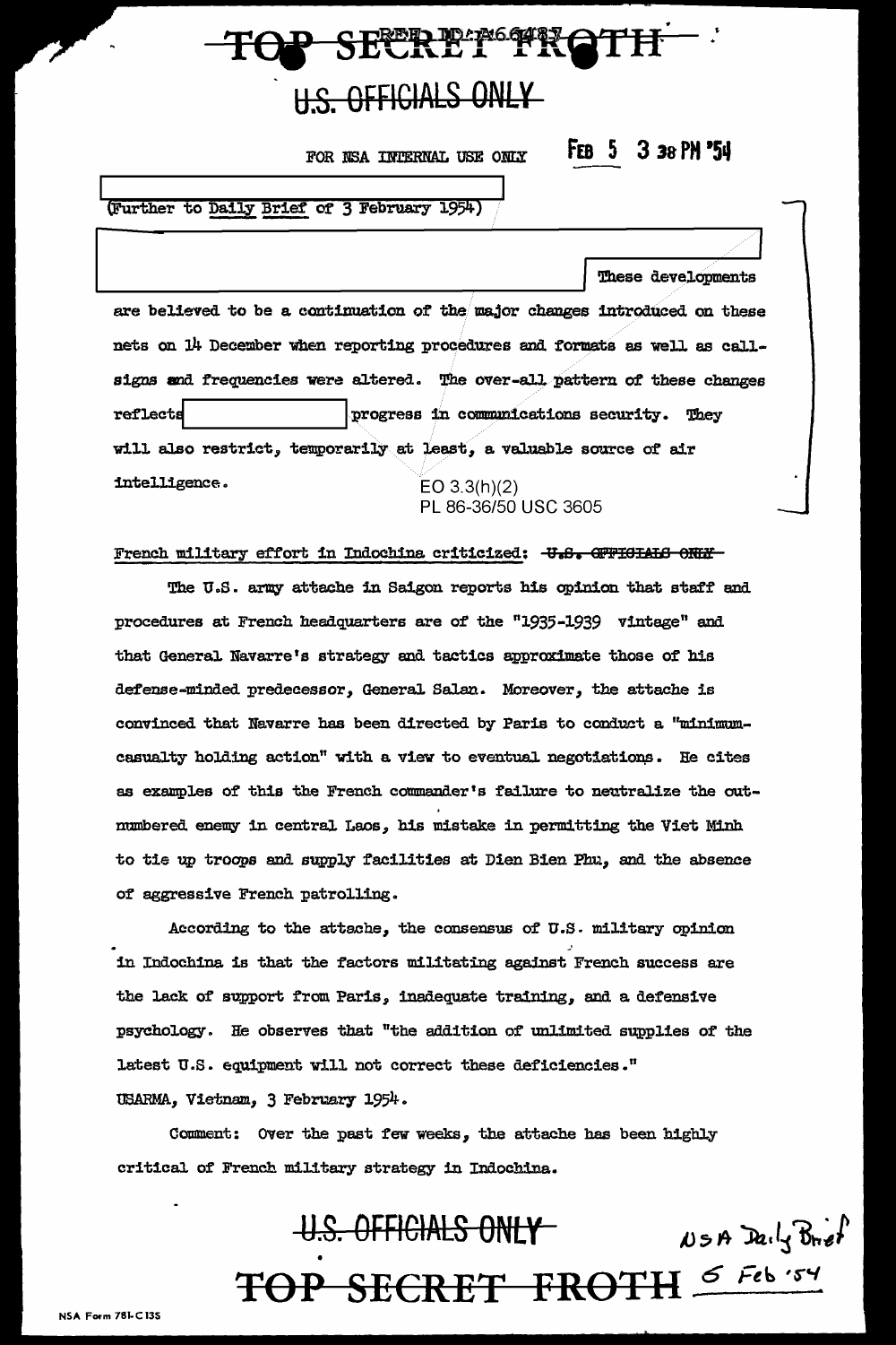TOP SECRET FROTH

U.S. OFFICIALS ONLY

FOR NSA INTERNAL USE ONLY FEB 5 3 38 PM '54

(Further to Daily Brief of 3 February 1954)

These developments are believed to be a continuation of the major changes introduced on these nets on 14 December when reporting procedures and formats as well as call-signs and frequencies were altered. The over-all pattern of these changes reflects progress in communications security. They will also restrict, temporarily at least, a valuable source of air intelligence.

EO 3.3(h)(2)
PL 86-36/50 USC 3605

French military effort in Indochina criticized: ~~U.S. OFFICIALS ONLY~~

The U.S. army attache in Saigon reports his opinion that staff and procedures at French headquarters are of the "1935-1939 vintage" and that General Navarre's strategy and tactics approximate those of his defense-minded predecessor, General Salan. Moreover, the attache is convinced that Navarre has been directed by Paris to conduct a "minimum-casualty holding action" with a view to eventual negotiations. He cites as examples of this the French commander's failure to neutralize the out-numbered enemy in central Laos, his mistake in permitting the Viet Minh to tie up troops and supply facilities at Dien Bien Phu, and the absence of aggressive French patrolling.

According to the attache, the consensus of U.S. military opinion in Indochina is that the factors militating against French success are the lack of support from Paris, inadequate training, and a defensive psychology. He observes that "the addition of unlimited supplies of the latest U.S. equipment will not correct these deficiencies." USARMA, Vietnam, 3 February 1954.

Comment: Over the past few weeks, the attache has been highly critical of French military strategy in Indochina.

U.S. OFFICIALS ONLY

NSA Daily Brief 6 Feb '54

TOP SECRET FROTH

NSA Form 781-C13S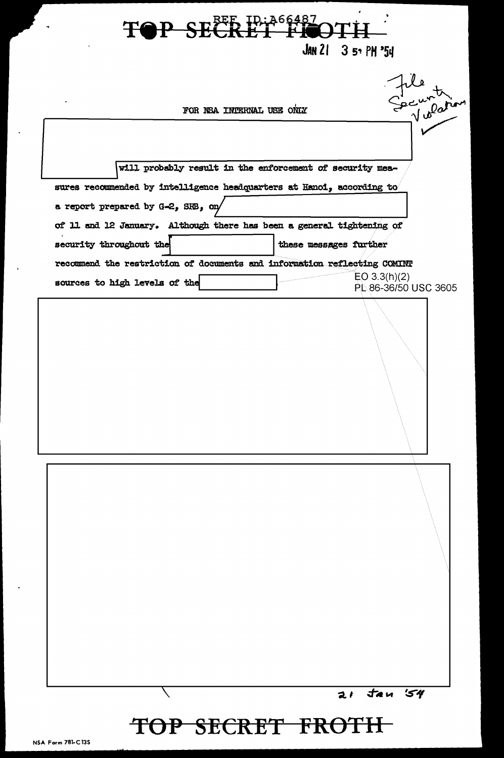TOP SECRET FROTH

REF ID:A66487

JAN 21 3 57 PM '54

File
Security
Violation

FOR NSA INTERNAL USE ONLY

will probably result in the enforcement of security measures recommended by intelligence headquarters at Hanoi, according to a report prepared by G-2, SRB, on of 11 and 12 January. Although there has been a general tightening of security throughout the these messages further recommend the restriction of documents and information reflecting COMINT sources to high levels of the

EO 3.3(h)(2)
PL 86-36/50 USC 3605

21 Jan '54

TOP SECRET FROTH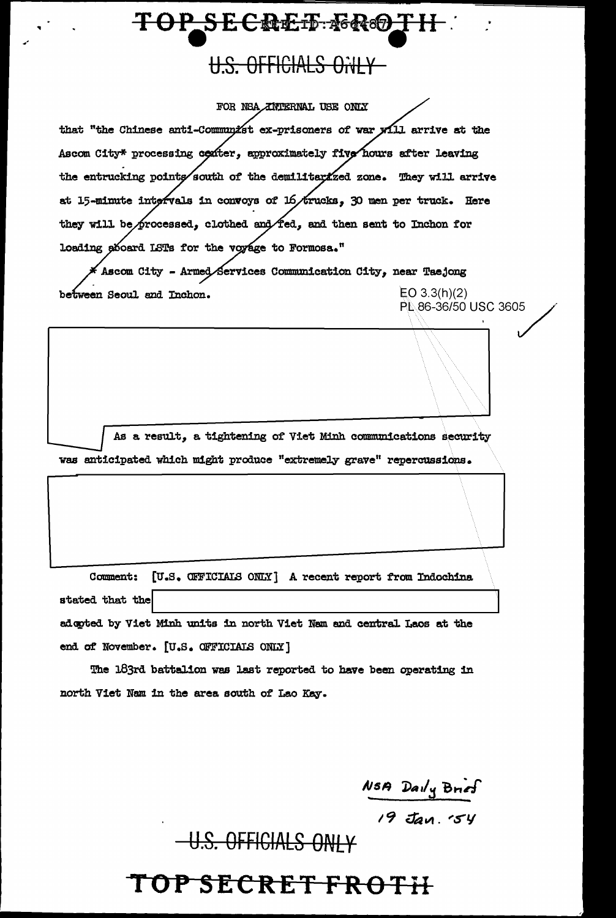FOR NSA INTERNAL USE ONLY

that "the Chinese anti-Communist ex-prisoners of war will arrive at the Ascom City* processing center, approximately five hours after leaving the entrucking points south of the demilitarized zone. They will arrive at 15-minute intervals in convoys of 16 trucks, 30 men per truck. Here they will be processed, clothed and fed, and then sent to Inchon for loading aboard LSTs for the voyage to Formosa."

* Ascom City - Armed Services Communication City, near Taejong between Seoul and Inchon.

EO 3.3(h)(2)
PL 86-36/50 USC 3605

As a result, a tightening of Viet Minh communications security was anticipated which might produce "extremely grave" repercussions.

Comment: [U.S. OFFICIALS ONLY] A recent report from Indochina stated that the adopted by Viet Minh units in north Viet Nam and central Laos at the end of November. [U.S. OFFICIALS ONLY]

The 183rd battalion was last reported to have been operating in north Viet Nam in the area south of Lao Kay.

NSA Daily Brief
19 Jan. '54

U.S. OFFICIALS ONLY

TOP SECRET FROTH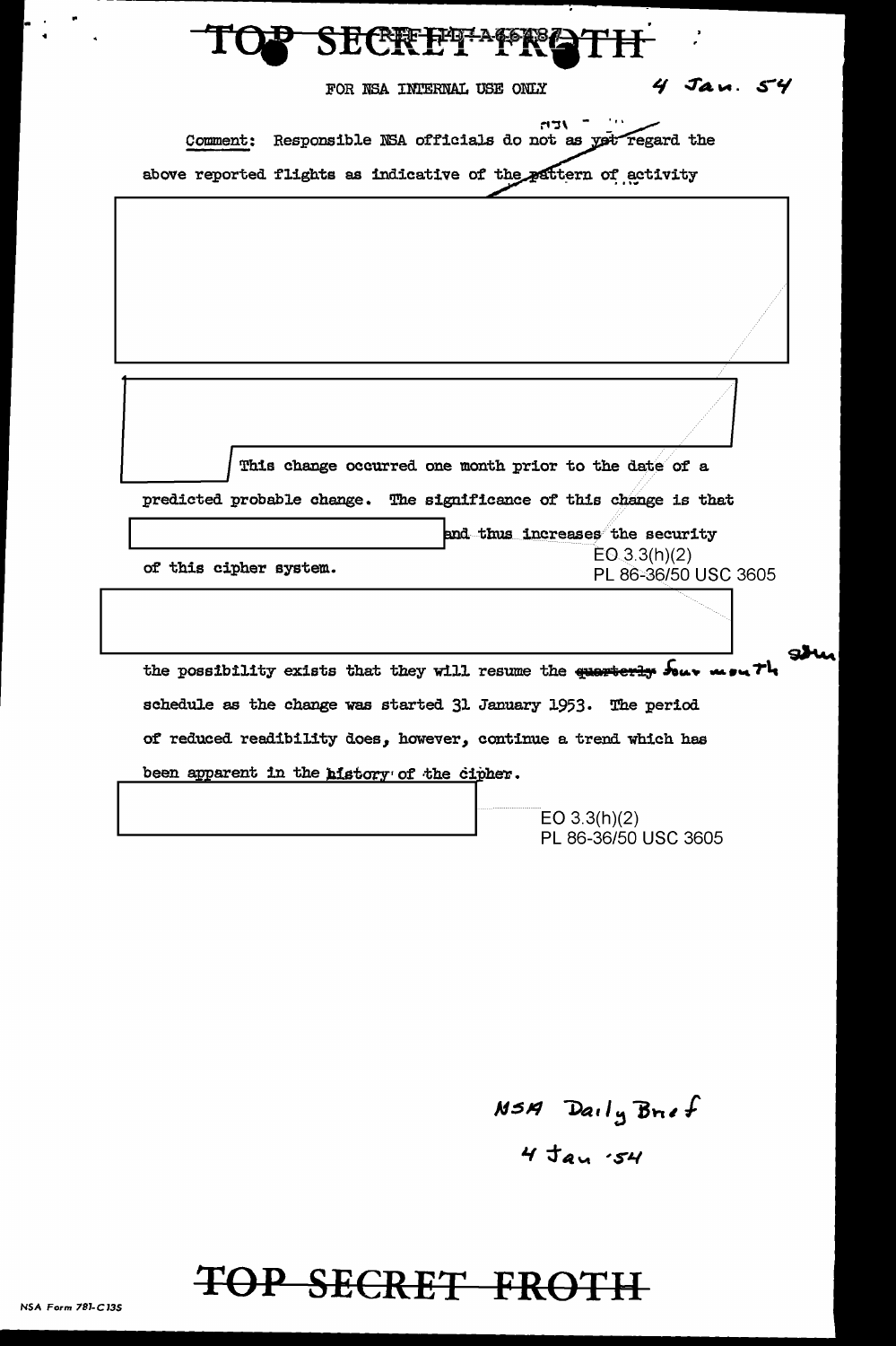# ~~TOP SECRET FROTH~~

FOR NSA INTERNAL USE ONLY

4 Jan. 54

Comment: Responsible NSA officials do not as ~~yet~~ regard the above reported flights as indicative of the pattern of activity

This change occurred one month prior to the date of a predicted probable change. The significance of this change is that and thus increases the security of this cipher system.

EO 3.3(h)(2)
PL 86-36/50 USC 3605

the possibility exists that they will resume the ~~quarterly~~ four month schedule as the change was started 31 January 1953. The period of reduced readibility does, however, continue a trend which has been apparent in the history of the cipher.

EO 3.3(h)(2)
PL 86-36/50 USC 3605

NSA Daily Brief
4 Jan '54

# ~~TOP SECRET FROTH~~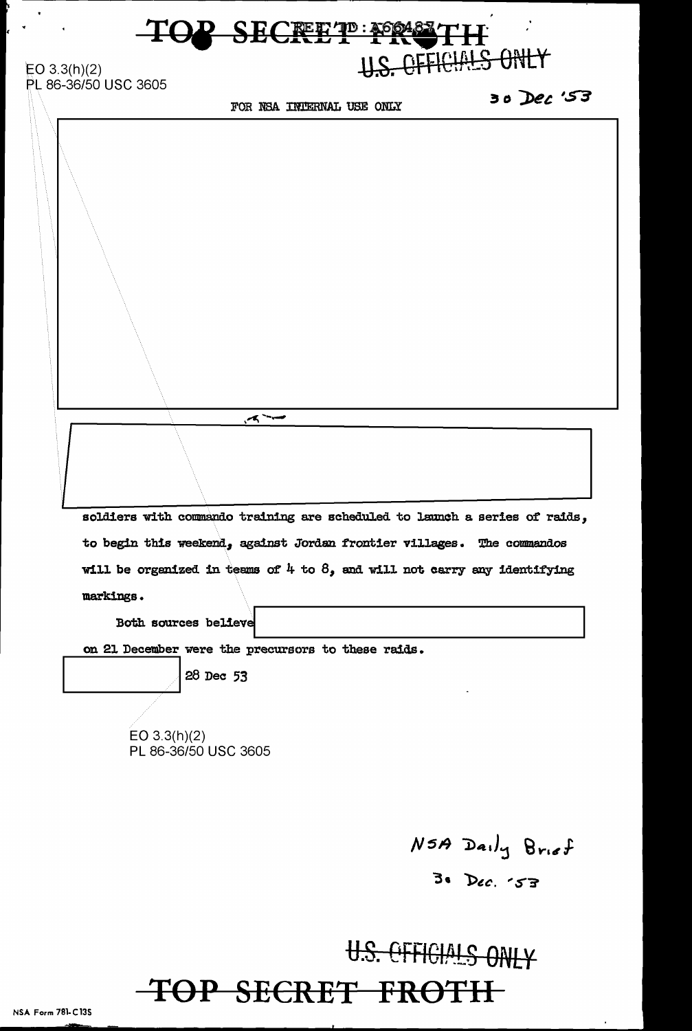TOP SECRET FROTH

U.S. OFFICIALS ONLY

EO 3.3(h)(2)
PL 86-36/50 USC 3605

30 Dec '53

FOR NSA INTERNAL USE ONLY

soldiers with commando training are scheduled to launch a series of raids, to begin this weekend, against Jordan frontier villages. The commandos will be organized in teams of 4 to 8, and will not carry any identifying markings.

Both sources believe

on 21 December were the precursors to these raids.

28 Dec 53

EO 3.3(h)(2)
PL 86-36/50 USC 3605

NSA Daily Brief
30 Dec. '53

U.S. OFFICIALS ONLY

TOP SECRET FROTH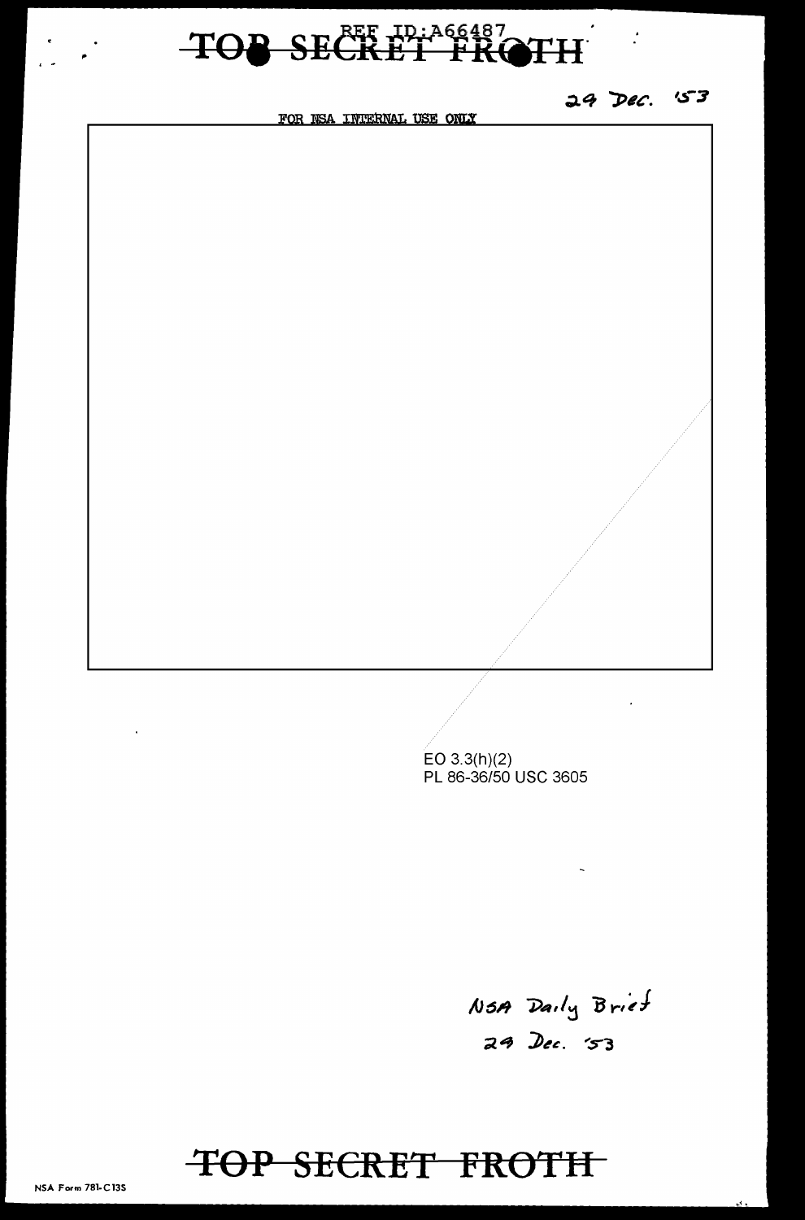TOP SECRET FROTH

REF ID:A66487

29 Dec. '53

FOR NSA INTERNAL USE ONLY

EO 3.3(h)(2)
PL 86-36/50 USC 3605

NSA Daily Brief
29 Dec. '53

TOP SECRET FROTH

NSA Form 781-C13S